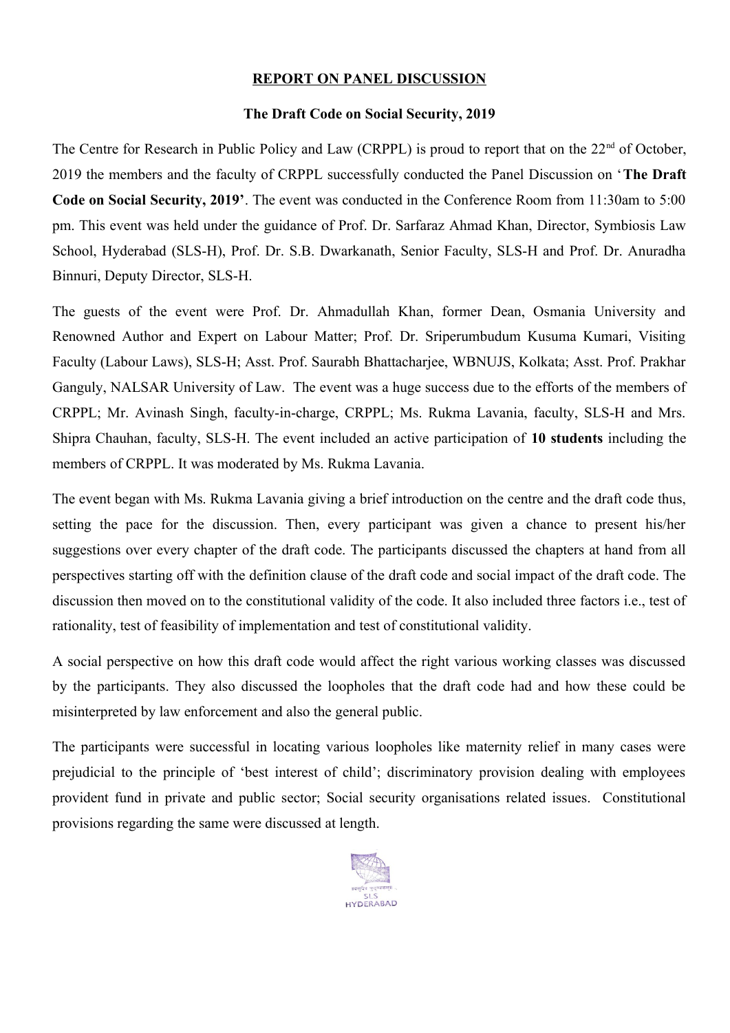**REPORT ON PANEL DISCUSSION**

**The Draft Code on Social Security, 2019**

The Centre for Research in Public Policy and Law (CRPPL) is proud to report that on the 22nd of October, 2019 the members and the faculty of CRPPL successfully conducted the Panel Discussion on '**The Draft Code on Social Security, 2019'**. The event was conducted in the Conference Room from 11:30am to 5:00 pm. This event was held under the guidance of Prof. Dr. Sarfaraz Ahmad Khan, Director, Symbiosis Law School, Hyderabad (SLS-H), Prof. Dr. S.B. Dwarkanath, Senior Faculty, SLS-H and Prof. Dr. Anuradha Binnuri, Deputy Director, SLS-H.

The guests of the event were Prof. Dr. Ahmadullah Khan, former Dean, Osmania University and Renowned Author and Expert on Labour Matter; Prof. Dr. Sriperumbudum Kusuma Kumari, Visiting Faculty (Labour Laws), SLS-H; Asst. Prof. Saurabh Bhattacharjee, WBNUJS, Kolkata; Asst. Prof. Prakhar Ganguly, NALSAR University of Law. The event was a huge success due to the efforts of the members of CRPPL; Mr. Avinash Singh, faculty-in-charge, CRPPL; Ms. Rukma Lavania, faculty, SLS-H and Mrs. Shipra Chauhan, faculty, SLS-H. The event included an active participation of **10 students** including the members of CRPPL. It was moderated by Ms. Rukma Lavania.

The event began with Ms. Rukma Lavania giving a brief introduction on the centre and the draft code thus, setting the pace for the discussion. Then, every participant was given a chance to present his/her suggestions over every chapter of the draft code. The participants discussed the chapters at hand from all perspectives starting off with the definition clause of the draft code and social impact of the draft code. The discussion then moved on to the constitutional validity of the code. It also included three factors i.e., test of rationality, test of feasibility of implementation and test of constitutional validity.

A social perspective on how this draft code would affect the right various working classes was discussed by the participants. They also discussed the loopholes that the draft code had and how these could be misinterpreted by law enforcement and also the general public.

The participants were successful in locating various loopholes like maternity relief in many cases were prejudicial to the principle of 'best interest of child'; discriminatory provision dealing with employees provident fund in private and public sector; Social security organisations related issues. Constitutional provisions regarding the same were discussed at length.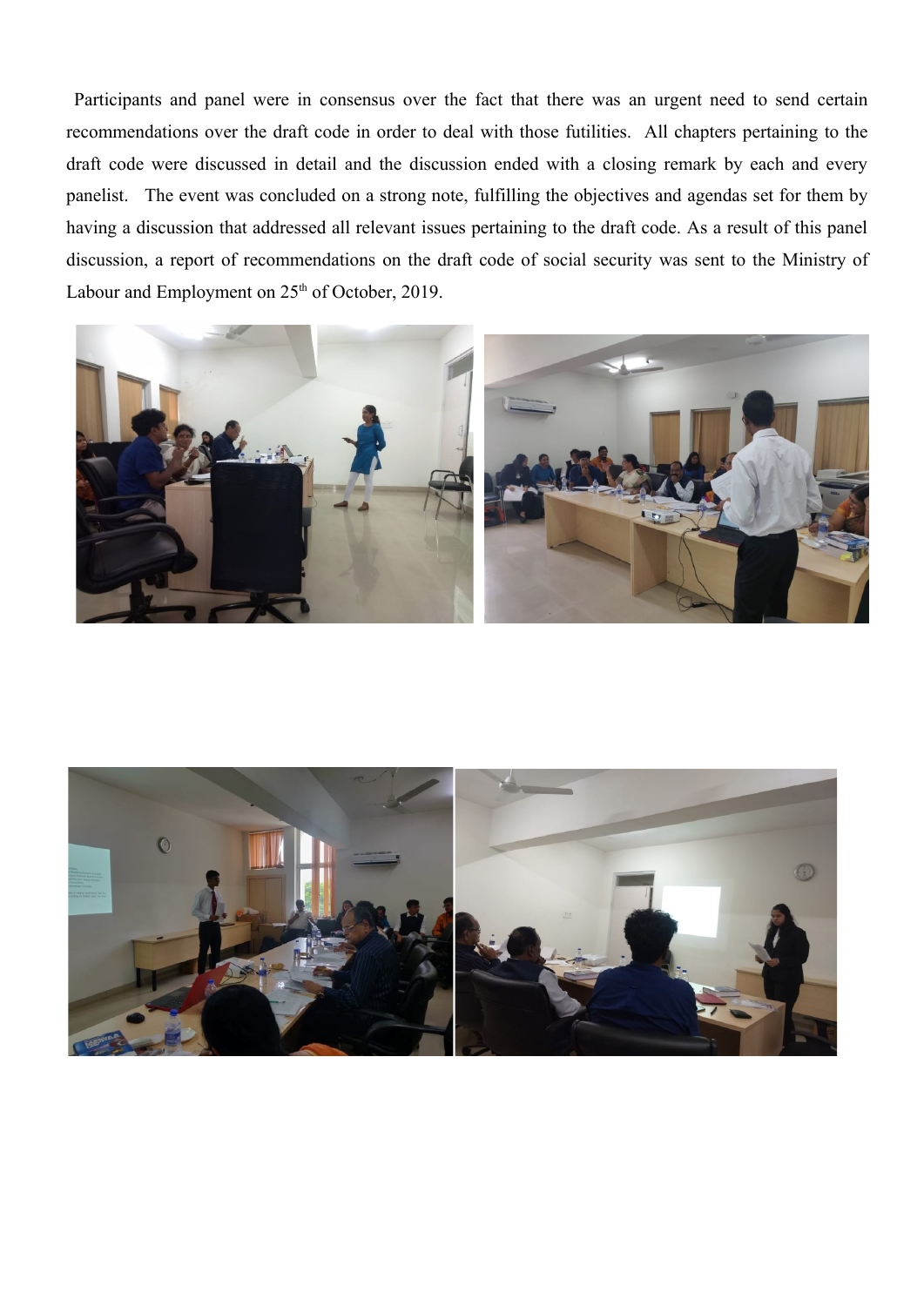Participants and panel were in consensus over the fact that there was an urgent need to send certain recommendations over the draft code in order to deal with those futilities. All chapters pertaining to the draft code were discussed in detail and the discussion ended with a closing remark by each and every panelist. The event was concluded on a strong note, fulfilling the objectives and agendas set for them by having a discussion that addressed all relevant issues pertaining to the draft code. As a result of this panel discussion, a report of recommendations on the draft code of social security was sent to the Ministry of Labour and Employment on 25th of October, 2019.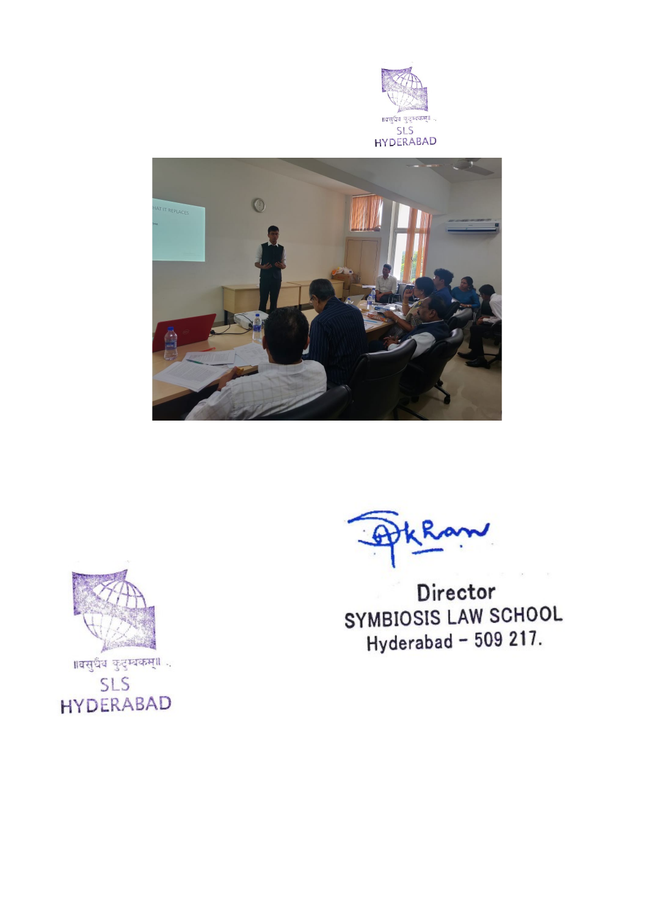॥वसुधैव कुटुम्बकम्॥

SLS
HYDERABAD

॥वसुधैव कुटुम्बकम्॥

SLS
HYDERABAD

Director
SYMBIOSIS LAW SCHOOL
Hyderabad – 509 217.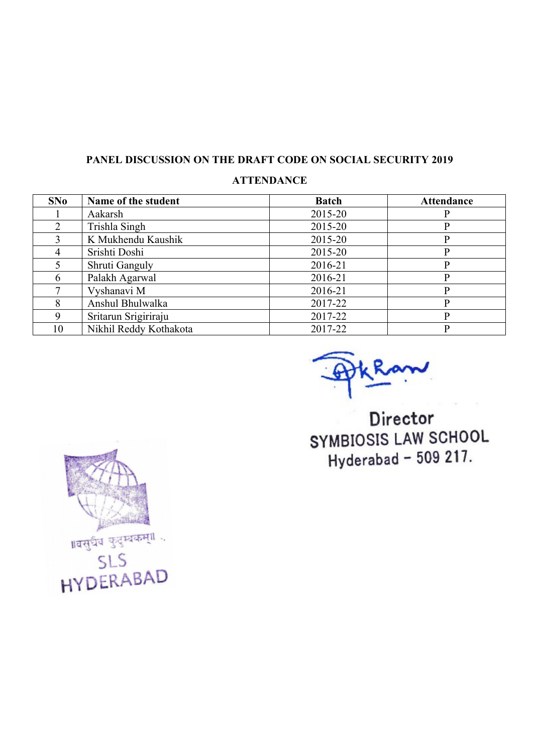**PANEL DISCUSSION ON THE DRAFT CODE ON SOCIAL SECURITY 2019**

**ATTENDANCE**

| SNo | Name of the student | Batch | Attendance |
|---|---|---|---|
| 1 | Aakarsh | 2015-20 | P |
| 2 | Trishla Singh | 2015-20 | P |
| 3 | K Mukhendu Kaushik | 2015-20 | P |
| 4 | Srishti Doshi | 2015-20 | P |
| 5 | Shruti Ganguly | 2016-21 | P |
| 6 | Palakh Agarwal | 2016-21 | P |
| 7 | Vyshanavi M | 2016-21 | P |
| 8 | Anshul Bhulwalka | 2017-22 | P |
| 9 | Sritarun Srigiriraju | 2017-22 | P |
| 10 | Nikhil Reddy Kothakota | 2017-22 | P |

Director
SYMBIOSIS LAW SCHOOL
Hyderabad - 509 217.

॥वसुधैव कुटुम्बकम्॥
SLS
HYDERABAD